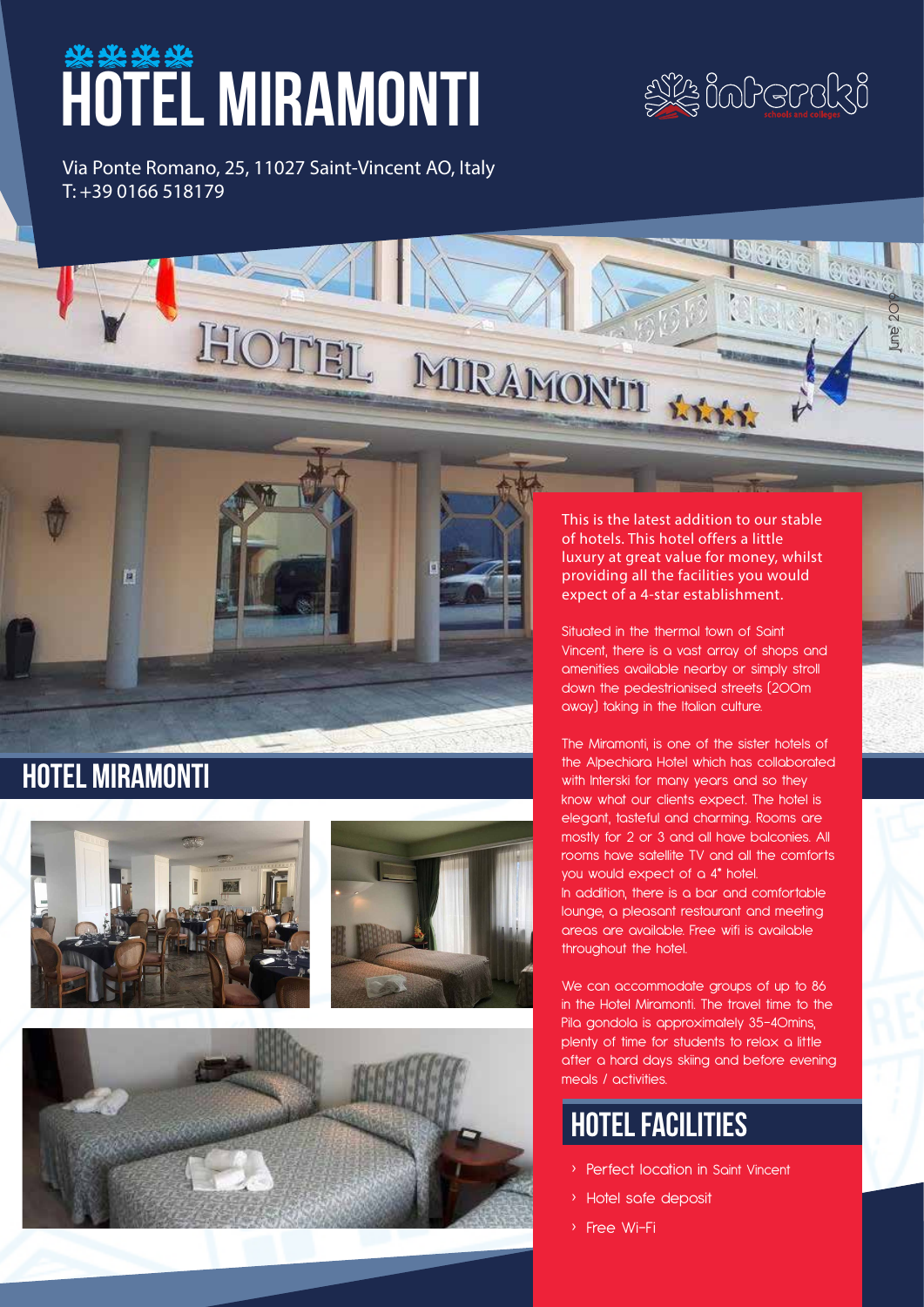# HOTEL MIRAMONTI

Via Ponte Romano, 25, 11027 Saint-Vincent AO, Italy
T: +39 0166 518179

June 2019

## HOTEL MIRAMONTI

This is the latest addition to our stable of hotels. This hotel offers a little luxury at great value for money, whilst providing all the facilities you would expect of a 4-star establishment.

Situated in the thermal town of Saint Vincent, there is a vast array of shops and amenities available nearby or simply stroll down the pedestrianised streets (200m away) taking in the Italian culture.

The Miramonti, is one of the sister hotels of the Alpechiara Hotel which has collaborated with Interski for many years and so they know what our clients expect. The hotel is elegant, tasteful and charming. Rooms are mostly for 2 or 3 and all have balconies. All rooms have satellite TV and all the comforts you would expect of a 4* hotel.
In addition, there is a bar and comfortable lounge, a pleasant restaurant and meeting areas are available. Free wifi is available throughout the hotel.

We can accommodate groups of up to 86 in the Hotel Miramonti. The travel time to the Pila gondola is approximately 35-40mins, plenty of time for students to relax a little after a hard days skiing and before evening meals / activities.

## HOTEL FACILITIES

- Perfect location in Saint Vincent
- Hotel safe deposit
- Free Wi-Fi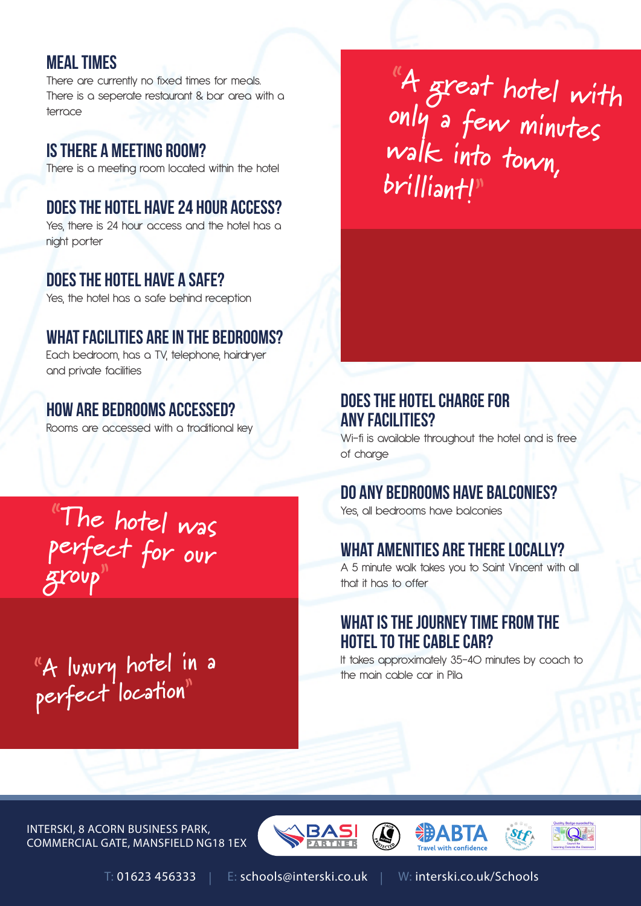## MEAL TIMES

There are currently no fixed times for meals. There is a seperate restaurant & bar area with a terrace

## IS THERE A MEETING ROOM?

There is a meeting room located within the hotel

## DOES THE HOTEL HAVE 24 HOUR ACCESS?

Yes, there is 24 hour access and the hotel has a night porter

## DOES THE HOTEL HAVE A SAFE?

Yes, the hotel has a safe behind reception

## WHAT FACILITIES ARE IN THE BEDROOMS?

Each bedroom, has a TV, telephone, hairdryer and private facilities

## HOW ARE BEDROOMS ACCESSED?

Rooms are accessed with a traditional key

> "The hotel was perfect for our group"

> "A luxury hotel in a perfect location"

> "A great hotel with only a few minutes walk into town, brilliant!"

## DOES THE HOTEL CHARGE FOR ANY FACILITIES?

Wi-fi is available throughout the hotel and is free of charge

## DO ANY BEDROOMS HAVE BALCONIES?

Yes, all bedrooms have balconies

## WHAT AMENITIES ARE THERE LOCALLY?

A 5 minute walk takes you to Saint Vincent with all that it has to offer

## WHAT IS THE JOURNEY TIME FROM THE HOTEL TO THE CABLE CAR?

It takes approximately 35-40 minutes by coach to the main cable car in Pila

INTERSKI, 8 ACORN BUSINESS PARK, COMMERCIAL GATE, MANSFIELD NG18 1EX

T: 01623 456333 | E: schools@interski.co.uk | W: interski.co.uk/Schools